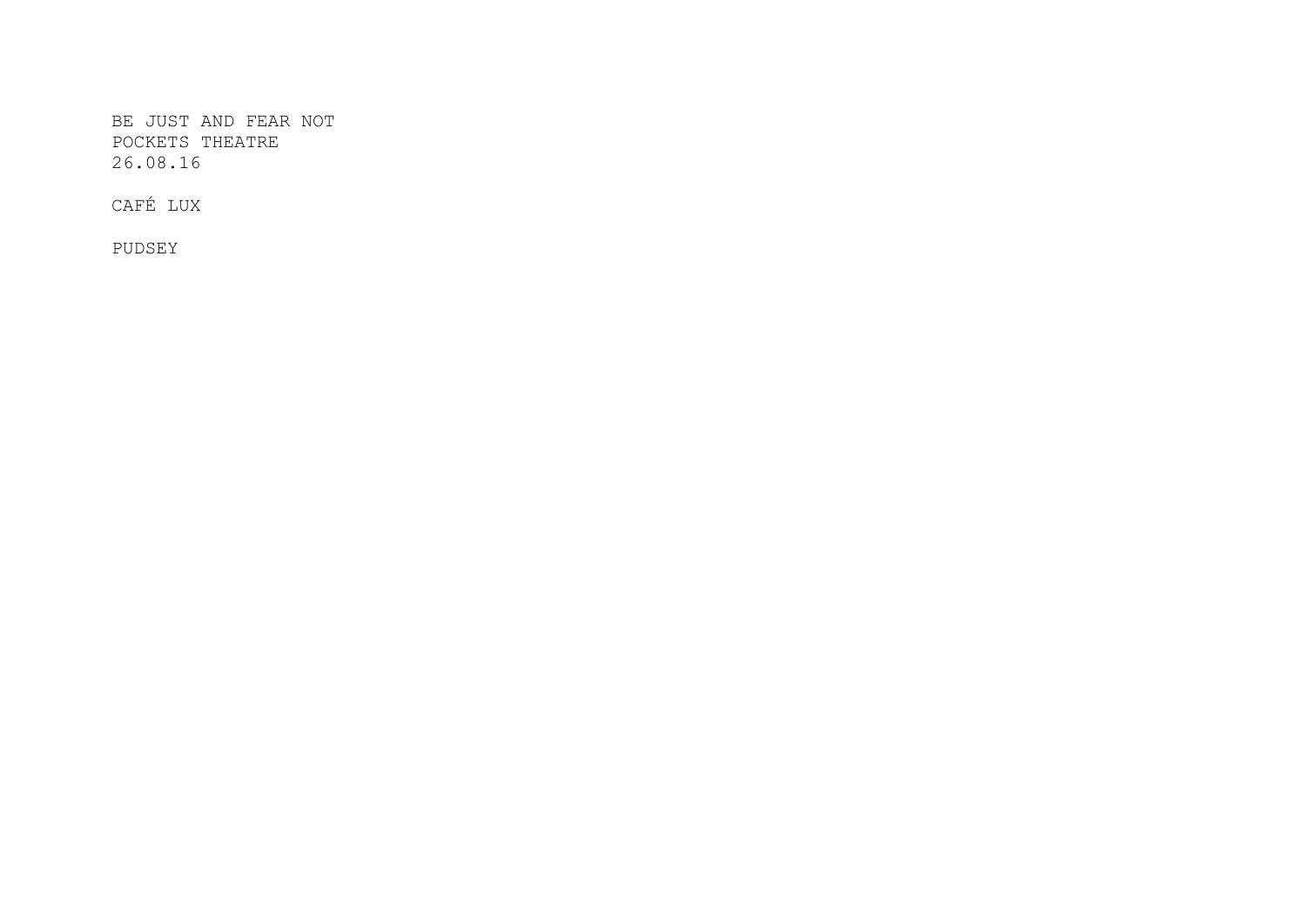BE JUST AND FEAR NOT
POCKETS THEATRE
26.08.16

CAFÉ LUX

PUDSEY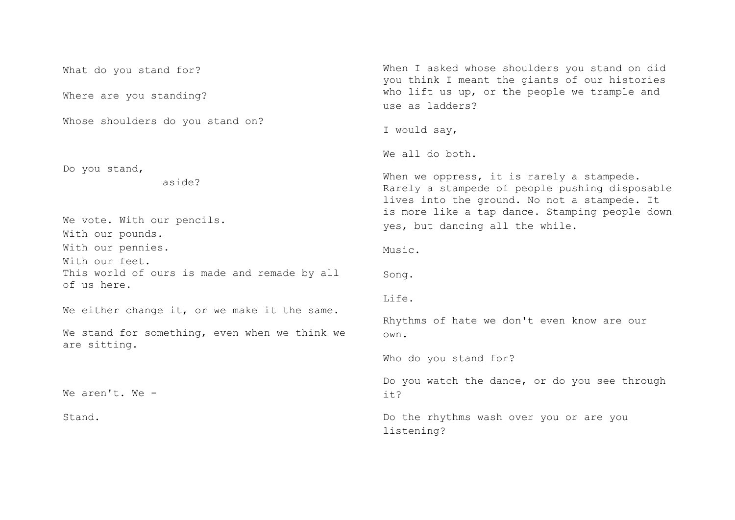What do you stand for?

Where are you standing?

Whose shoulders do you stand on?

Do you stand,

aside?

We vote. With our pencils.

With our pounds.

With our pennies.

With our feet.

This world of ours is made and remade by all of us here.

We either change it, or we make it the same.

We stand for something, even when we think we are sitting.

We aren't. We -

Stand.

When I asked whose shoulders you stand on did you think I meant the giants of our histories who lift us up, or the people we trample and use as ladders?

I would say,

We all do both.

When we oppress, it is rarely a stampede. Rarely a stampede of people pushing disposable lives into the ground. No not a stampede. It is more like a tap dance. Stamping people down yes, but dancing all the while.

Music.

Song.

Life.

Rhythms of hate we don't even know are our own.

Who do you stand for?

Do you watch the dance, or do you see through it?

Do the rhythms wash over you or are you listening?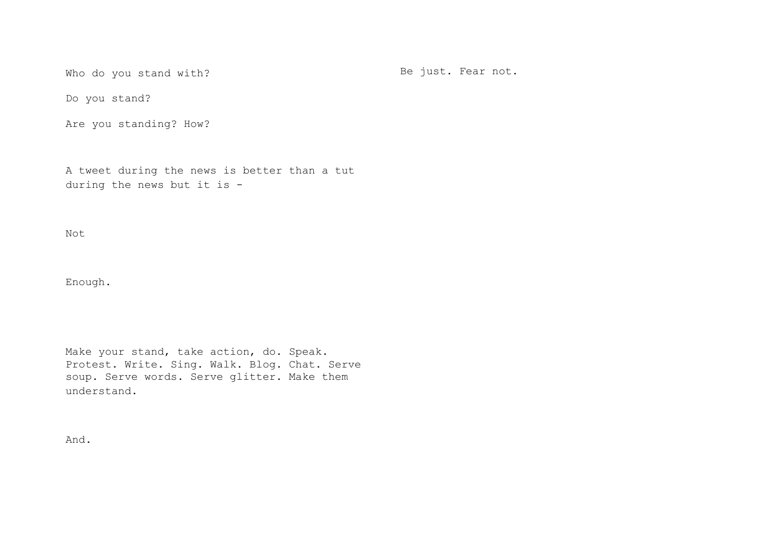Who do you stand with?

Do you stand?

Are you standing? How?

A tweet during the news is better than a tut during the news but it is -

Not

Enough.

Make your stand, take action, do. Speak. Protest. Write. Sing. Walk. Blog. Chat. Serve soup. Serve words. Serve glitter. Make them understand.

And.

Be just. Fear not.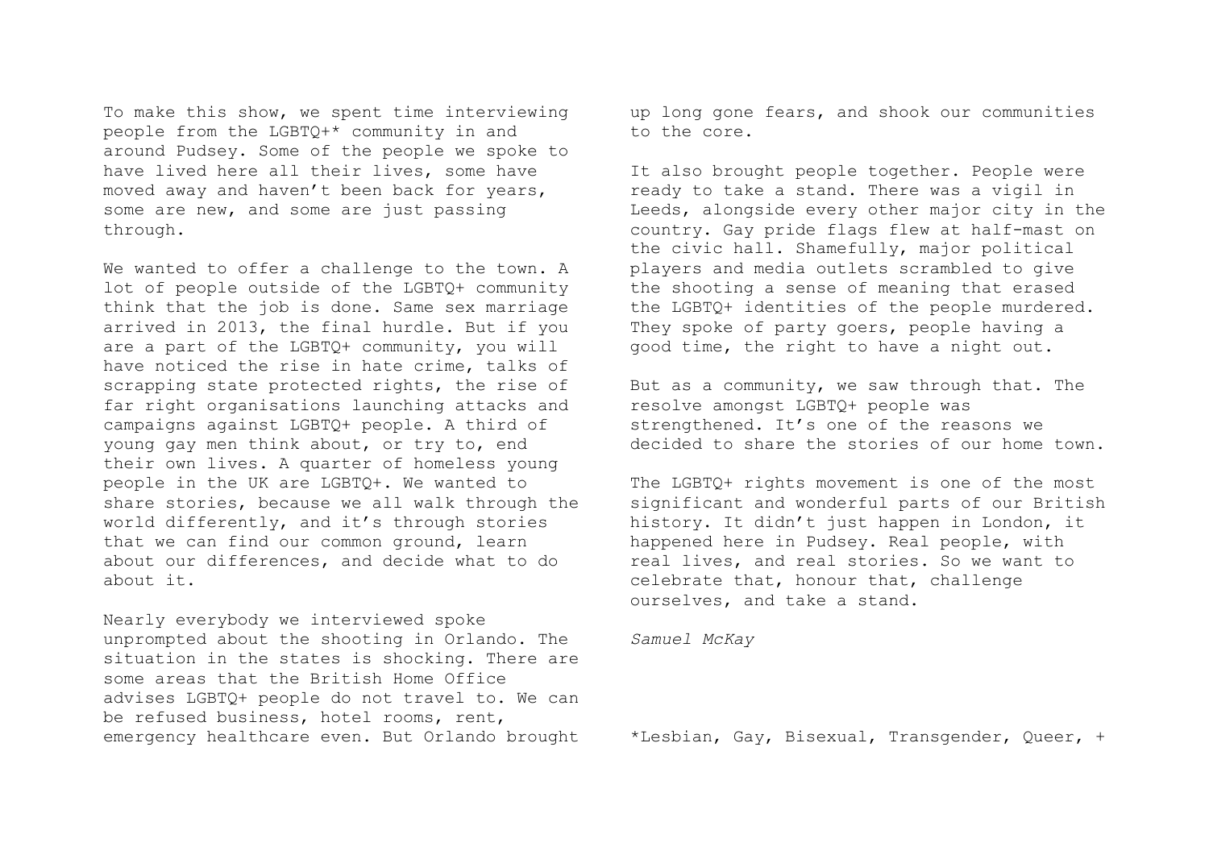To make this show, we spent time interviewing people from the LGBTQ+* community in and around Pudsey. Some of the people we spoke to have lived here all their lives, some have moved away and haven't been back for years, some are new, and some are just passing through.

We wanted to offer a challenge to the town. A lot of people outside of the LGBTQ+ community think that the job is done. Same sex marriage arrived in 2013, the final hurdle. But if you are a part of the LGBTQ+ community, you will have noticed the rise in hate crime, talks of scrapping state protected rights, the rise of far right organisations launching attacks and campaigns against LGBTQ+ people. A third of young gay men think about, or try to, end their own lives. A quarter of homeless young people in the UK are LGBTQ+. We wanted to share stories, because we all walk through the world differently, and it's through stories that we can find our common ground, learn about our differences, and decide what to do about it.

Nearly everybody we interviewed spoke unprompted about the shooting in Orlando. The situation in the states is shocking. There are some areas that the British Home Office advises LGBTQ+ people do not travel to. We can be refused business, hotel rooms, rent, emergency healthcare even. But Orlando brought up long gone fears, and shook our communities to the core.

It also brought people together. People were ready to take a stand. There was a vigil in Leeds, alongside every other major city in the country. Gay pride flags flew at half-mast on the civic hall. Shamefully, major political players and media outlets scrambled to give the shooting a sense of meaning that erased the LGBTQ+ identities of the people murdered. They spoke of party goers, people having a good time, the right to have a night out.

But as a community, we saw through that. The resolve amongst LGBTQ+ people was strengthened. It's one of the reasons we decided to share the stories of our home town.

The LGBTQ+ rights movement is one of the most significant and wonderful parts of our British history. It didn't just happen in London, it happened here in Pudsey. Real people, with real lives, and real stories. So we want to celebrate that, honour that, challenge ourselves, and take a stand.

*Samuel McKay*

*Lesbian, Gay, Bisexual, Transgender, Queer, +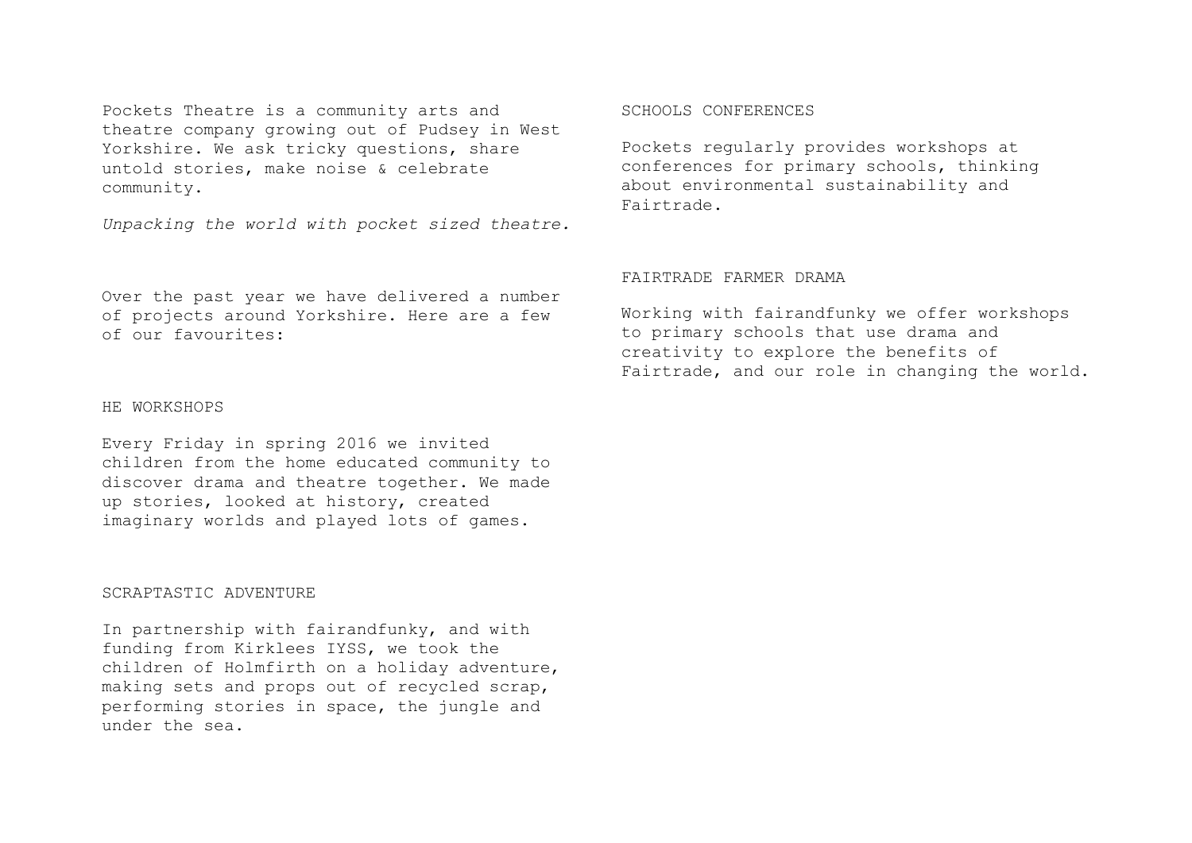Pockets Theatre is a community arts and theatre company growing out of Pudsey in West Yorkshire. We ask tricky questions, share untold stories, make noise & celebrate community.

*Unpacking the world with pocket sized theatre.*

Over the past year we have delivered a number of projects around Yorkshire. Here are a few of our favourites:

## HE WORKSHOPS

Every Friday in spring 2016 we invited children from the home educated community to discover drama and theatre together. We made up stories, looked at history, created imaginary worlds and played lots of games.

## SCRAPTASTIC ADVENTURE

In partnership with fairandfunky, and with funding from Kirklees IYSS, we took the children of Holmfirth on a holiday adventure, making sets and props out of recycled scrap, performing stories in space, the jungle and under the sea.

## SCHOOLS CONFERENCES

Pockets regularly provides workshops at conferences for primary schools, thinking about environmental sustainability and Fairtrade.

## FAIRTRADE FARMER DRAMA

Working with fairandfunky we offer workshops to primary schools that use drama and creativity to explore the benefits of Fairtrade, and our role in changing the world.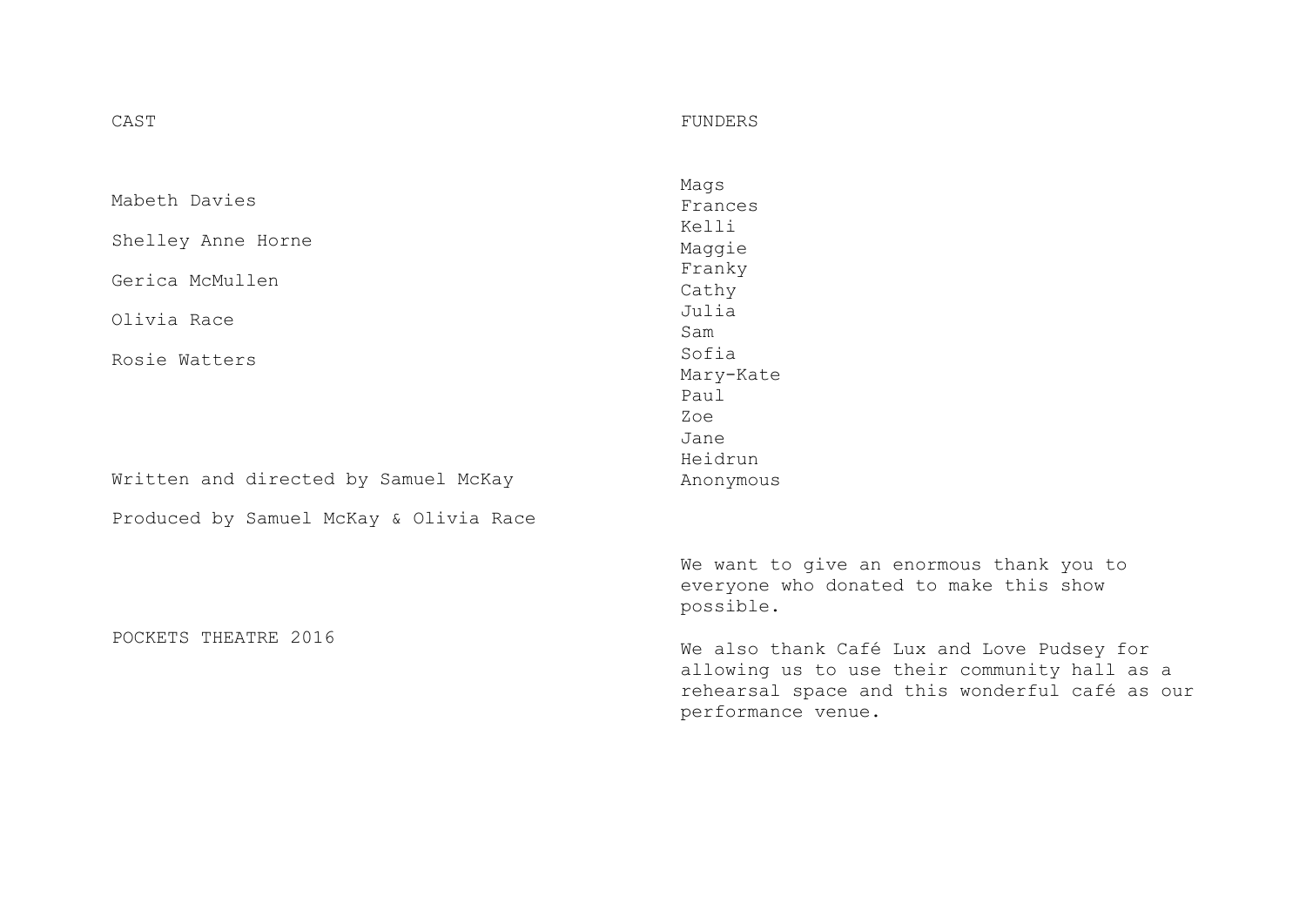## CAST

Mabeth Davies

Shelley Anne Horne

Gerica McMullen

Olivia Race

Rosie Watters

Written and directed by Samuel McKay

Produced by Samuel McKay & Olivia Race

POCKETS THEATRE 2016

## FUNDERS

Mags
Frances
Kelli
Maggie
Franky
Cathy
Julia
Sam
Sofia
Mary-Kate
Paul
Zoe
Jane
Heidrun
Anonymous

We want to give an enormous thank you to everyone who donated to make this show possible.

We also thank Café Lux and Love Pudsey for allowing us to use their community hall as a rehearsal space and this wonderful café as our performance venue.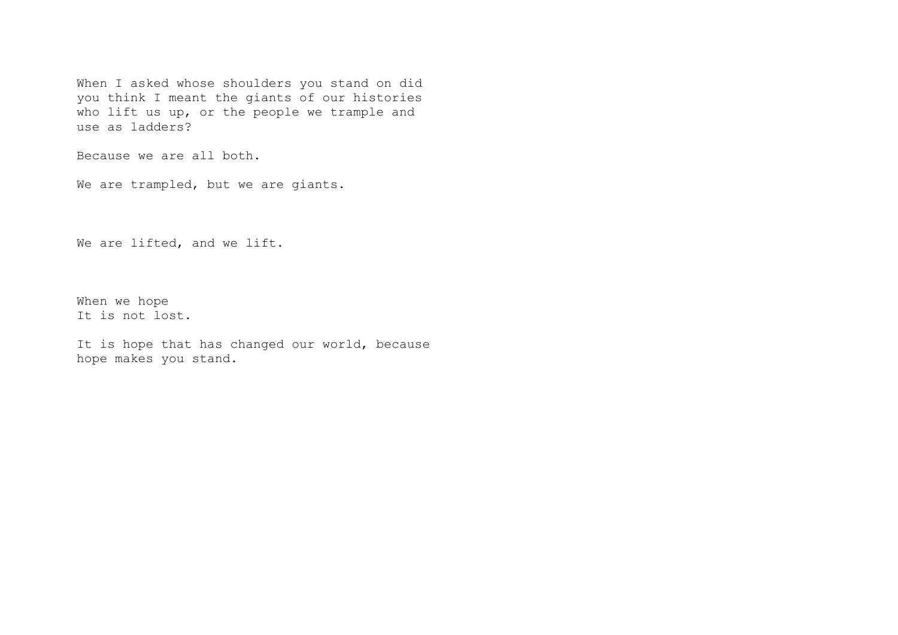When I asked whose shoulders you stand on did you think I meant the giants of our histories who lift us up, or the people we trample and use as ladders?

Because we are all both.

We are trampled, but we are giants.

We are lifted, and we lift.

When we hope  
It is not lost.

It is hope that has changed our world, because hope makes you stand.